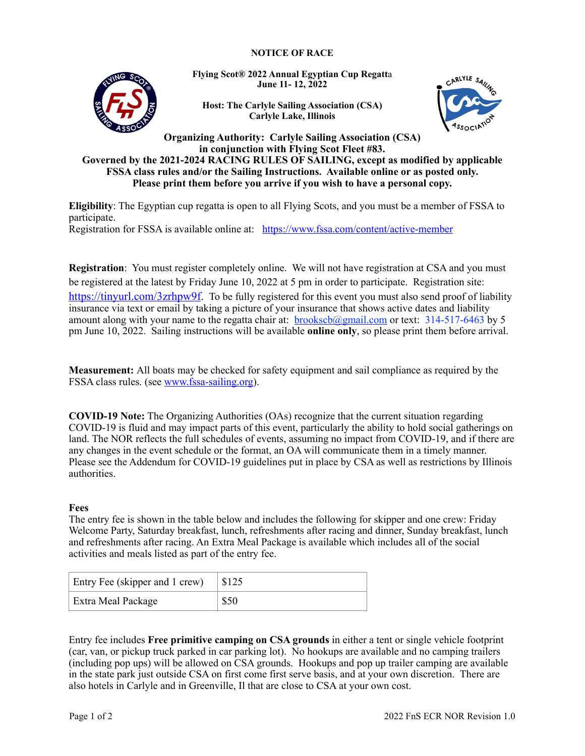# NOTICE OF RACE

**Flying Scot® 2022 Annual Egyptian Cup Regatta**
**June 11- 12, 2022**

**Host: The Carlyle Sailing Association (CSA)**
**Carlyle Lake, Illinois**

**Organizing Authority: Carlyle Sailing Association (CSA)**
**in conjunction with Flying Scot Fleet #83.**
**Governed by the 2021-2024 RACING RULES OF SAILING, except as modified by applicable FSSA class rules and/or the Sailing Instructions. Available online or as posted only. Please print them before you arrive if you wish to have a personal copy.**

**Eligibility**: The Egyptian cup regatta is open to all Flying Scots, and you must be a member of FSSA to participate.
Registration for FSSA is available online at: https://www.fssa.com/content/active-member

**Registration**: You must register completely online. We will not have registration at CSA and you must be registered at the latest by Friday June 10, 2022 at 5 pm in order to participate. Registration site: https://tinyurl.com/3zrhpw9f. To be fully registered for this event you must also send proof of liability insurance via text or email by taking a picture of your insurance that shows active dates and liability amount along with your name to the regatta chair at: brookscb@gmail.com or text: 314-517-6463 by 5 pm June 10, 2022. Sailing instructions will be available **online only**, so please print them before arrival.

**Measurement:** All boats may be checked for safety equipment and sail compliance as required by the FSSA class rules. (see www.fssa-sailing.org).

**COVID-19 Note:** The Organizing Authorities (OAs) recognize that the current situation regarding COVID-19 is fluid and may impact parts of this event, particularly the ability to hold social gatherings on land. The NOR reflects the full schedules of events, assuming no impact from COVID-19, and if there are any changes in the event schedule or the format, an OA will communicate them in a timely manner. Please see the Addendum for COVID-19 guidelines put in place by CSA as well as restrictions by Illinois authorities.

**Fees**
The entry fee is shown in the table below and includes the following for skipper and one crew: Friday Welcome Party, Saturday breakfast, lunch, refreshments after racing and dinner, Sunday breakfast, lunch and refreshments after racing. An Extra Meal Package is available which includes all of the social activities and meals listed as part of the entry fee.

| Entry Fee (skipper and 1 crew) | $125 |
| --- | --- |
| Extra Meal Package | $50 |

Entry fee includes **Free primitive camping on CSA grounds** in either a tent or single vehicle footprint (car, van, or pickup truck parked in car parking lot). No hookups are available and no camping trailers (including pop ups) will be allowed on CSA grounds. Hookups and pop up trailer camping are available in the state park just outside CSA on first come first serve basis, and at your own discretion. There are also hotels in Carlyle and in Greenville, Il that are close to CSA at your own cost.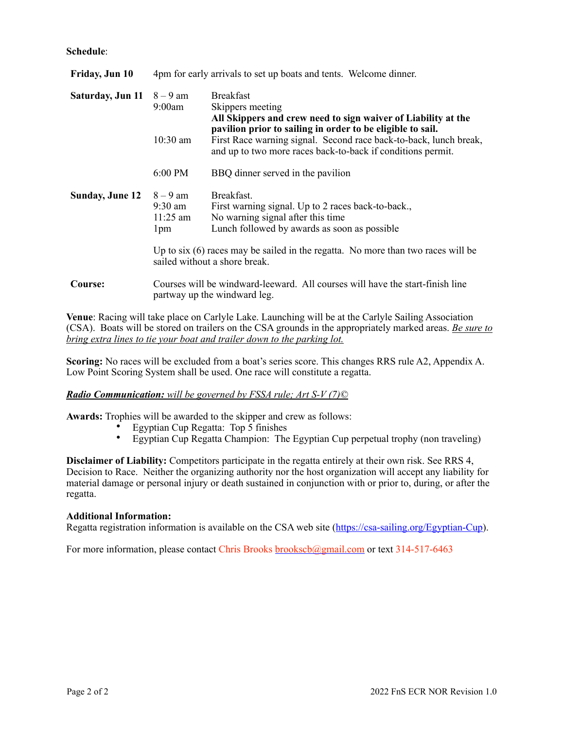**Schedule**:

| | | |
|---|---|---|
| **Friday, Jun 10** | 4pm for early arrivals to set up boats and tents. Welcome dinner. | |
| **Saturday, Jun 11** | 8 – 9 am | Breakfast |
| | 9:00am | Skippers meeting<br>**All Skippers and crew need to sign waiver of Liability at the pavilion prior to sailing in order to be eligible to sail.** |
| | 10:30 am | First Race warning signal. Second race back-to-back, lunch break, and up to two more races back-to-back if conditions permit. |
| | 6:00 PM | BBQ dinner served in the pavilion |
| **Sunday, June 12** | 8 – 9 am | Breakfast. |
| | 9:30 am | First warning signal. Up to 2 races back-to-back., |
| | 11:25 am | No warning signal after this time |
| | 1pm | Lunch followed by awards as soon as possible |
| | Up to six (6) races may be sailed in the regatta. No more than two races will be sailed without a shore break. | |
| **Course:** | Courses will be windward-leeward. All courses will have the start-finish line partway up the windward leg. | |

**Venue**: Racing will take place on Carlyle Lake. Launching will be at the Carlyle Sailing Association (CSA). Boats will be stored on trailers on the CSA grounds in the appropriately marked areas. <u>*Be sure to bring extra lines to tie your boat and trailer down to the parking lot.*</u>

**Scoring:** No races will be excluded from a boat's series score. This changes RRS rule A2, Appendix A. Low Point Scoring System shall be used. One race will constitute a regatta.

<u>***Radio Communication:*** *will be governed by FSSA rule; Art S-V (7)©*</u>

**Awards:** Trophies will be awarded to the skipper and crew as follows:

- Egyptian Cup Regatta: Top 5 finishes
- Egyptian Cup Regatta Champion: The Egyptian Cup perpetual trophy (non traveling)

**Disclaimer of Liability:** Competitors participate in the regatta entirely at their own risk. See RRS 4, Decision to Race. Neither the organizing authority nor the host organization will accept any liability for material damage or personal injury or death sustained in conjunction with or prior to, during, or after the regatta.

**Additional Information:**
Regatta registration information is available on the CSA web site (https://csa-sailing.org/Egyptian-Cup).

For more information, please contact Chris Brooks brookscb@gmail.com or text 314-517-6463